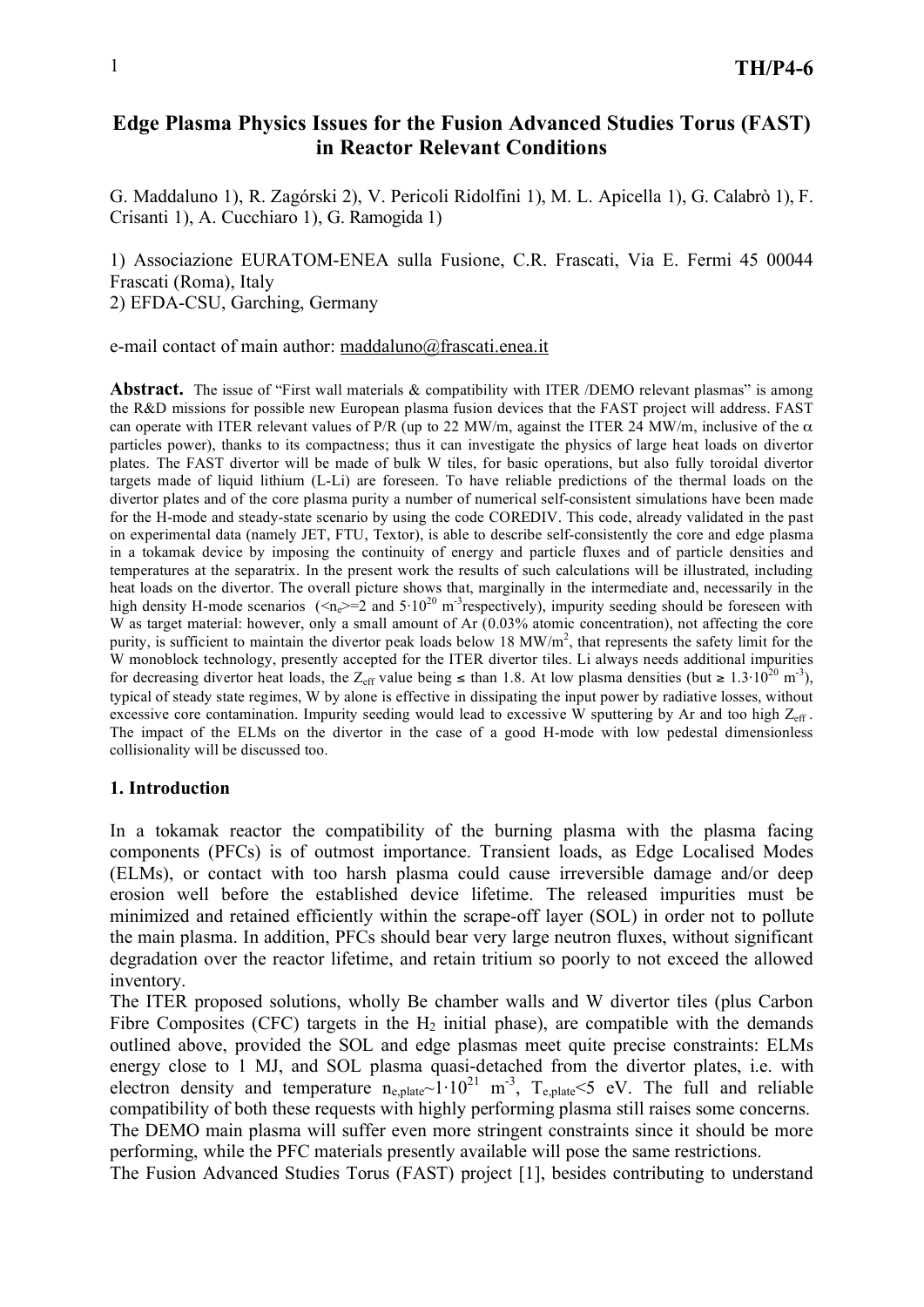# Edge Plasma Physics Issues for the Fusion Advanced Studies Torus (FAST) in Reactor Relevant Conditions

G. Maddaluno 1), R. Zagórski 2), V. Pericoli Ridolfini 1), M. L. Apicella 1), G. Calabrò 1), F. Crisanti 1), A. Cucchiaro 1), G. Ramogida 1)

1) Associazione EURATOM-ENEA sulla Fusione, C.R. Frascati, Via E. Fermi 45 00044 Frascati (Roma), Italy
2) EFDA-CSU, Garching, Germany

e-mail contact of main author: maddaluno@frascati.enea.it

**Abstract.** The issue of "First wall materials & compatibility with ITER /DEMO relevant plasmas" is among the R&D missions for possible new European plasma fusion devices that the FAST project will address. FAST can operate with ITER relevant values of P/R (up to 22 MW/m, against the ITER 24 MW/m, inclusive of the $\alpha$ particles power), thanks to its compactness; thus it can investigate the physics of large heat loads on divertor plates. The FAST divertor will be made of bulk W tiles, for basic operations, but also fully toroidal divertor targets made of liquid lithium (L-Li) are foreseen. To have reliable predictions of the thermal loads on the divertor plates and of the core plasma purity a number of numerical self-consistent simulations have been made for the H-mode and steady-state scenario by using the code COREDIV. This code, already validated in the past on experimental data (namely JET, FTU, Textor), is able to describe self-consistently the core and edge plasma in a tokamak device by imposing the continuity of energy and particle fluxes and of particle densities and temperatures at the separatrix. In the present work the results of such calculations will be illustrated, including heat loads on the divertor. The overall picture shows that, marginally in the intermediate and, necessarily in the high density H-mode scenarios ($<n_e>=2$ and $5\cdot10^{20}$ $m^{-3}$respectively), impurity seeding should be foreseen with W as target material: however, only a small amount of Ar (0.03% atomic concentration), not affecting the core purity, is sufficient to maintain the divertor peak loads below 18 MW/$m^2$, that represents the safety limit for the W monoblock technology, presently accepted for the ITER divertor tiles. Li always needs additional impurities for decreasing divertor heat loads, the $Z_{eff}$ value being ≤ than 1.8. At low plasma densities (but ≥ $1.3\cdot10^{20}$ $m^{-3}$), typical of steady state regimes, W by alone is effective in dissipating the input power by radiative losses, without excessive core contamination. Impurity seeding would lead to excessive W sputtering by Ar and too high $Z_{eff}$. The impact of the ELMs on the divertor in the case of a good H-mode with low pedestal dimensionless collisionality will be discussed too.

## 1. Introduction

In a tokamak reactor the compatibility of the burning plasma with the plasma facing components (PFCs) is of outmost importance. Transient loads, as Edge Localised Modes (ELMs), or contact with too harsh plasma could cause irreversible damage and/or deep erosion well before the established device lifetime. The released impurities must be minimized and retained efficiently within the scrape-off layer (SOL) in order not to pollute the main plasma. In addition, PFCs should bear very large neutron fluxes, without significant degradation over the reactor lifetime, and retain tritium so poorly to not exceed the allowed inventory.

The ITER proposed solutions, wholly Be chamber walls and W divertor tiles (plus Carbon Fibre Composites (CFC) targets in the $H_2$ initial phase), are compatible with the demands outlined above, provided the SOL and edge plasmas meet quite precise constraints: ELMs energy close to 1 MJ, and SOL plasma quasi-detached from the divertor plates, i.e. with electron density and temperature $n_{e,plate}$~$1\cdot10^{21}$ $m^{-3}$, $T_{e,plate}$<5 eV. The full and reliable compatibility of both these requests with highly performing plasma still raises some concerns. The DEMO main plasma will suffer even more stringent constraints since it should be more performing, while the PFC materials presently available will pose the same restrictions.

The Fusion Advanced Studies Torus (FAST) project [1], besides contributing to understand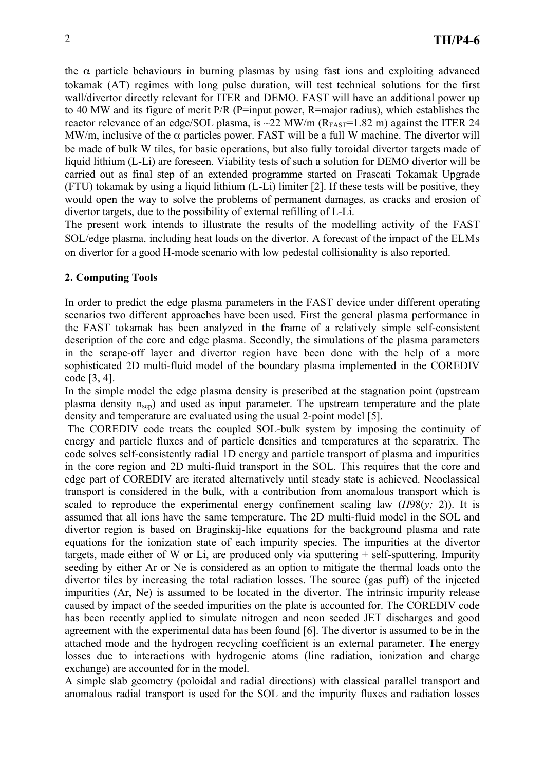the $\alpha$ particle behaviours in burning plasmas by using fast ions and exploiting advanced tokamak (AT) regimes with long pulse duration, will test technical solutions for the first wall/divertor directly relevant for ITER and DEMO. FAST will have an additional power up to 40 MW and its figure of merit P/R (P=input power, R=major radius), which establishes the reactor relevance of an edge/SOL plasma, is ~22 MW/m ($R_{FAST}$=1.82 m) against the ITER 24 MW/m, inclusive of the $\alpha$ particles power. FAST will be a full W machine. The divertor will be made of bulk W tiles, for basic operations, but also fully toroidal divertor targets made of liquid lithium (L-Li) are foreseen. Viability tests of such a solution for DEMO divertor will be carried out as final step of an extended programme started on Frascati Tokamak Upgrade (FTU) tokamak by using a liquid lithium (L-Li) limiter [2]. If these tests will be positive, they would open the way to solve the problems of permanent damages, as cracks and erosion of divertor targets, due to the possibility of external refilling of L-Li.

The present work intends to illustrate the results of the modelling activity of the FAST SOL/edge plasma, including heat loads on the divertor. A forecast of the impact of the ELMs on divertor for a good H-mode scenario with low pedestal collisionality is also reported.

## 2. Computing Tools

In order to predict the edge plasma parameters in the FAST device under different operating scenarios two different approaches have been used. First the general plasma performance in the FAST tokamak has been analyzed in the frame of a relatively simple self-consistent description of the core and edge plasma. Secondly, the simulations of the plasma parameters in the scrape-off layer and divertor region have been done with the help of a more sophisticated 2D multi-fluid model of the boundary plasma implemented in the COREDIV code [3, 4].

In the simple model the edge plasma density is prescribed at the stagnation point (upstream plasma density $n_{sep}$) and used as input parameter. The upstream temperature and the plate density and temperature are evaluated using the usual 2-point model [5].

The COREDIV code treats the coupled SOL-bulk system by imposing the continuity of energy and particle fluxes and of particle densities and temperatures at the separatrix. The code solves self-consistently radial 1D energy and particle transport of plasma and impurities in the core region and 2D multi-fluid transport in the SOL. This requires that the core and edge part of COREDIV are iterated alternatively until steady state is achieved. Neoclassical transport is considered in the bulk, with a contribution from anomalous transport which is scaled to reproduce the experimental energy confinement scaling law ($H98(y;\ 2)$). It is assumed that all ions have the same temperature. The 2D multi-fluid model in the SOL and divertor region is based on Braginskij-like equations for the background plasma and rate equations for the ionization state of each impurity species. The impurities at the divertor targets, made either of W or Li, are produced only via sputtering + self-sputtering. Impurity seeding by either Ar or Ne is considered as an option to mitigate the thermal loads onto the divertor tiles by increasing the total radiation losses. The source (gas puff) of the injected impurities (Ar, Ne) is assumed to be located in the divertor. The intrinsic impurity release caused by impact of the seeded impurities on the plate is accounted for. The COREDIV code has been recently applied to simulate nitrogen and neon seeded JET discharges and good agreement with the experimental data has been found [6]. The divertor is assumed to be in the attached mode and the hydrogen recycling coefficient is an external parameter. The energy losses due to interactions with hydrogenic atoms (line radiation, ionization and charge exchange) are accounted for in the model.

A simple slab geometry (poloidal and radial directions) with classical parallel transport and anomalous radial transport is used for the SOL and the impurity fluxes and radiation losses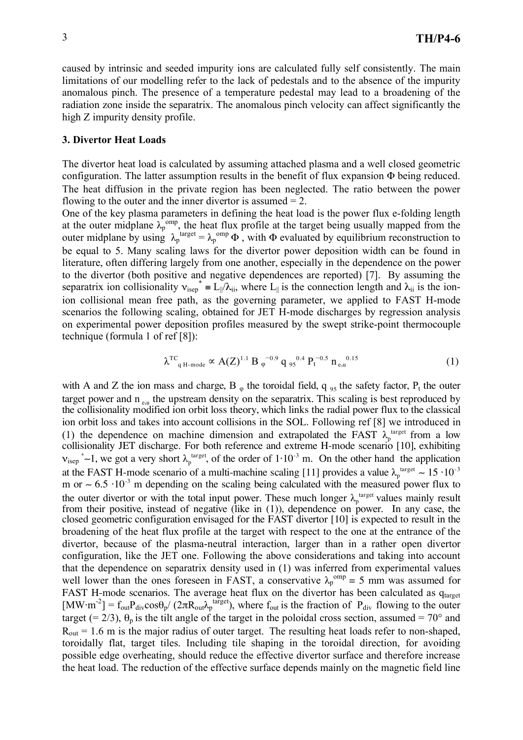caused by intrinsic and seeded impurity ions are calculated fully self consistently. The main limitations of our modelling refer to the lack of pedestals and to the absence of the impurity anomalous pinch. The presence of a temperature pedestal may lead to a broadening of the radiation zone inside the separatrix. The anomalous pinch velocity can affect significantly the high Z impurity density profile.

### 3. Divertor Heat Loads

The divertor heat load is calculated by assuming attached plasma and a well closed geometric configuration. The latter assumption results in the benefit of flux expansion $\Phi$ being reduced. The heat diffusion in the private region has been neglected. The ratio between the power flowing to the outer and the inner divertor is assumed = 2.

One of the key plasma parameters in defining the heat load is the power flux e-folding length at the outer midplane $\lambda_p^{omp}$, the heat flux profile at the target being usually mapped from the outer midplane by using $\lambda_p^{target} = \lambda_p^{omp}\,\Phi$, with $\Phi$ evaluated by equilibrium reconstruction to be equal to 5. Many scaling laws for the divertor power deposition width can be found in literature, often differing largely from one another, especially in the dependence on the power to the divertor (both positive and negative dependences are reported) [7]. By assuming the separatrix ion collisionality $\nu_{isep}^* \equiv L_\parallel/\lambda_{ii}$, where $L_\parallel$ is the connection length and $\lambda_{ii}$ is the ion-ion collisional mean free path, as the governing parameter, we applied to FAST H-mode scenarios the following scaling, obtained for JET H-mode discharges by regression analysis on experimental power deposition profiles measured by the swept strike-point thermocouple technique (formula 1 of ref [8]):

$$\lambda^{TC}_{q\ H\text{-}mode} \propto A(Z)^{1.1}\, B_\varphi^{-0.9}\, q_{95}^{0.4}\, P_t^{-0.5}\, n_{e,u}^{0.15} \qquad (1)$$

with A and Z the ion mass and charge, $B_\varphi$ the toroidal field, $q_{95}$ the safety factor, $P_t$ the outer target power and $n_{e,u}$ the upstream density on the separatrix. This scaling is best reproduced by the collisionality modified ion orbit loss theory, which links the radial power flux to the classical ion orbit loss and takes into account collisions in the SOL. Following ref [8] we introduced in (1) the dependence on machine dimension and extrapolated the FAST $\lambda_p^{target}$ from a low collisionality JET discharge. For both reference and extreme H-mode scenario [10], exhibiting $\nu_{isep}^* \sim 1$, we got a very short $\lambda_p^{target}$, of the order of $1 \cdot 10^{-3}$ m. On the other hand the application at the FAST H-mode scenario of a multi-machine scaling [11] provides a value $\lambda_p^{target} \sim 15 \cdot 10^{-3}$ m or $\sim 6.5 \cdot 10^{-3}$ m depending on the scaling being calculated with the measured power flux to the outer divertor or with the total input power. These much longer $\lambda_p^{target}$ values mainly result from their positive, instead of negative (like in (1)), dependence on power. In any case, the closed geometric configuration envisaged for the FAST divertor [10] is expected to result in the broadening of the heat flux profile at the target with respect to the one at the entrance of the divertor, because of the plasma-neutral interaction, larger than in a rather open divertor configuration, like the JET one. Following the above considerations and taking into account that the dependence on separatrix density used in (1) was inferred from experimental values well lower than the ones foreseen in FAST, a conservative $\lambda_p^{omp} = 5$ mm was assumed for FAST H-mode scenarios. The average heat flux on the divertor has been calculated as $q_{target}$ [$MW \cdot m^{-2}$] $= f_{out} P_{div} \cos\theta_p / (2\pi R_{out} \lambda_p^{target})$, where $f_{out}$ is the fraction of $P_{div}$ flowing to the outer target (= 2/3), $\theta_p$ is the tilt angle of the target in the poloidal cross section, assumed = 70° and $R_{out} = 1.6$ m is the major radius of outer target. The resulting heat loads refer to non-shaped, toroidally flat, target tiles. Including tile shaping in the toroidal direction, for avoiding possible edge overheating, should reduce the effective divertor surface and therefore increase the heat load. The reduction of the effective surface depends mainly on the magnetic field line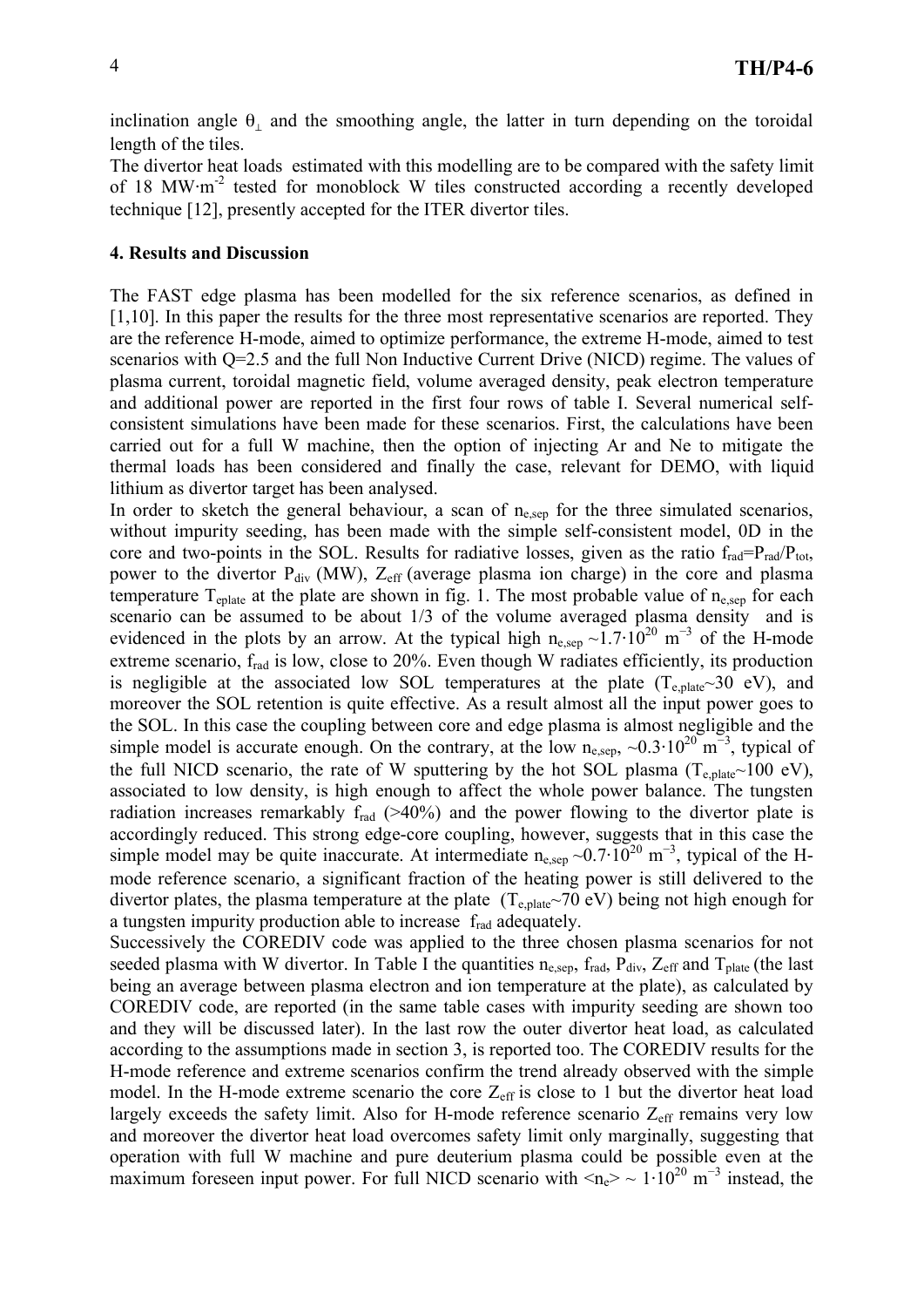inclination angle $\theta_{\perp}$ and the smoothing angle, the latter in turn depending on the toroidal length of the tiles.

The divertor heat loads estimated with this modelling are to be compared with the safety limit of 18 $MW \cdot m^{-2}$ tested for monoblock W tiles constructed according a recently developed technique [12], presently accepted for the ITER divertor tiles.

#### 4. Results and Discussion

The FAST edge plasma has been modelled for the six reference scenarios, as defined in [1,10]. In this paper the results for the three most representative scenarios are reported. They are the reference H-mode, aimed to optimize performance, the extreme H-mode, aimed to test scenarios with Q=2.5 and the full Non Inductive Current Drive (NICD) regime. The values of plasma current, toroidal magnetic field, volume averaged density, peak electron temperature and additional power are reported in the first four rows of table I. Several numerical self-consistent simulations have been made for these scenarios. First, the calculations have been carried out for a full W machine, then the option of injecting Ar and Ne to mitigate the thermal loads has been considered and finally the case, relevant for DEMO, with liquid lithium as divertor target has been analysed.

In order to sketch the general behaviour, a scan of $n_{e,sep}$ for the three simulated scenarios, without impurity seeding, has been made with the simple self-consistent model, 0D in the core and two-points in the SOL. Results for radiative losses, given as the ratio $f_{rad}=P_{rad}/P_{tot}$, power to the divertor $P_{div}$ (MW), $Z_{eff}$ (average plasma ion charge) in the core and plasma temperature $T_{eplate}$ at the plate are shown in fig. 1. The most probable value of $n_{e,sep}$ for each scenario can be assumed to be about 1/3 of the volume averaged plasma density and is evidenced in the plots by an arrow. At the typical high $n_{e,sep} \sim 1.7 \cdot 10^{20}$ $m^{-3}$ of the H-mode extreme scenario, $f_{rad}$ is low, close to 20%. Even though W radiates efficiently, its production is negligible at the associated low SOL temperatures at the plate ($T_{e,plate}$~30 eV), and moreover the SOL retention is quite effective. As a result almost all the input power goes to the SOL. In this case the coupling between core and edge plasma is almost negligible and the simple model is accurate enough. On the contrary, at the low $n_{e,sep}$, $\sim 0.3 \cdot 10^{20}$ $m^{-3}$, typical of the full NICD scenario, the rate of W sputtering by the hot SOL plasma ($T_{e,plate}$~100 eV), associated to low density, is high enough to affect the whole power balance. The tungsten radiation increases remarkably $f_{rad}$ (>40%) and the power flowing to the divertor plate is accordingly reduced. This strong edge-core coupling, however, suggests that in this case the simple model may be quite inaccurate. At intermediate $n_{e,sep} \sim 0.7 \cdot 10^{20}$ $m^{-3}$, typical of the H-mode reference scenario, a significant fraction of the heating power is still delivered to the divertor plates, the plasma temperature at the plate ($T_{e,plate}$~70 eV) being not high enough for a tungsten impurity production able to increase $f_{rad}$ adequately.

Successively the COREDIV code was applied to the three chosen plasma scenarios for not seeded plasma with W divertor. In Table I the quantities $n_{e,sep}$, $f_{rad}$, $P_{div}$, $Z_{eff}$ and $T_{plate}$ (the last being an average between plasma electron and ion temperature at the plate), as calculated by COREDIV code, are reported (in the same table cases with impurity seeding are shown too and they will be discussed later). In the last row the outer divertor heat load, as calculated according to the assumptions made in section 3, is reported too. The COREDIV results for the H-mode reference and extreme scenarios confirm the trend already observed with the simple model. In the H-mode extreme scenario the core $Z_{eff}$ is close to 1 but the divertor heat load largely exceeds the safety limit. Also for H-mode reference scenario $Z_{eff}$ remains very low and moreover the divertor heat load overcomes safety limit only marginally, suggesting that operation with full W machine and pure deuterium plasma could be possible even at the maximum foreseen input power. For full NICD scenario with $\langle n_e \rangle \sim 1 \cdot 10^{20}$ $m^{-3}$ instead, the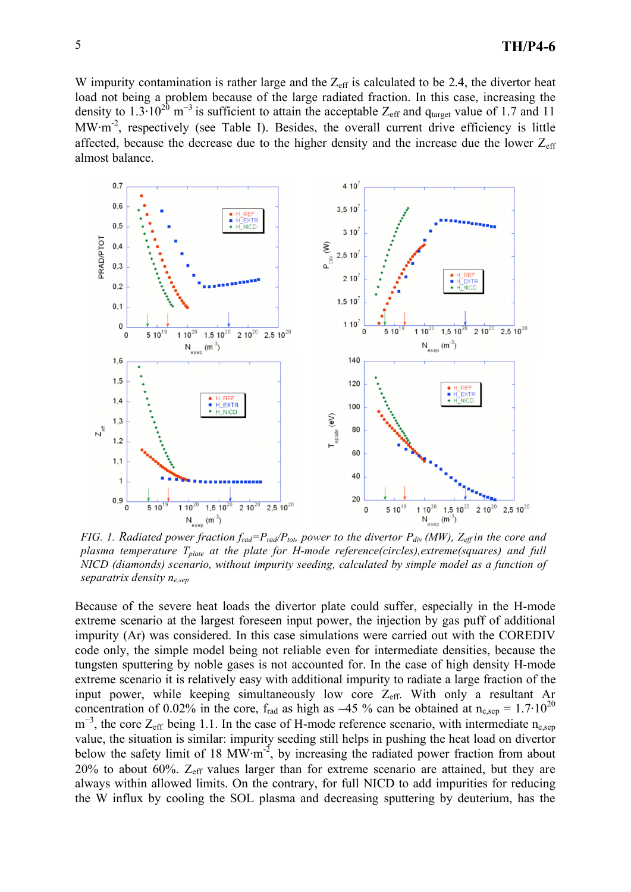W impurity contamination is rather large and the $Z_{eff}$ is calculated to be 2.4, the divertor heat load not being a problem because of the large radiated fraction. In this case, increasing the density to $1.3{\cdot}10^{20}$ $m^{-3}$ is sufficient to attain the acceptable $Z_{eff}$ and $q_{target}$ value of 1.7 and 11 $MW{\cdot}m^{-2}$, respectively (see Table I). Besides, the overall current drive efficiency is little affected, because the decrease due to the higher density and the increase due the lower $Z_{eff}$ almost balance.

*FIG. 1. Radiated power fraction $f_{rad}=P_{rad}/P_{tot}$, power to the divertor $P_{div}$ (MW), $Z_{eff}$ in the core and plasma temperature $T_{plate}$ at the plate for H-mode reference(circles),extreme(squares) and full NICD (diamonds) scenario, without impurity seeding, calculated by simple model as a function of separatrix density $n_{e,sep}$*

Because of the severe heat loads the divertor plate could suffer, especially in the H-mode extreme scenario at the largest foreseen input power, the injection by gas puff of additional impurity (Ar) was considered. In this case simulations were carried out with the COREDIV code only, the simple model being not reliable even for intermediate densities, because the tungsten sputtering by noble gases is not accounted for. In the case of high density H-mode extreme scenario it is relatively easy with additional impurity to radiate a large fraction of the input power, while keeping simultaneously low core $Z_{eff}$. With only a resultant Ar concentration of 0.02% in the core, $f_{rad}$ as high as ~45 % can be obtained at $n_{e,sep}$ = $1.7{\cdot}10^{20}$ $m^{-3}$, the core $Z_{eff}$ being 1.1. In the case of H-mode reference scenario, with intermediate $n_{e,sep}$ value, the situation is similar: impurity seeding still helps in pushing the heat load on divertor below the safety limit of 18 $MW{\cdot}m^{-2}$, by increasing the radiated power fraction from about 20% to about 60%. $Z_{eff}$ values larger than for extreme scenario are attained, but they are always within allowed limits. On the contrary, for full NICD to add impurities for reducing the W influx by cooling the SOL plasma and decreasing sputtering by deuterium, has the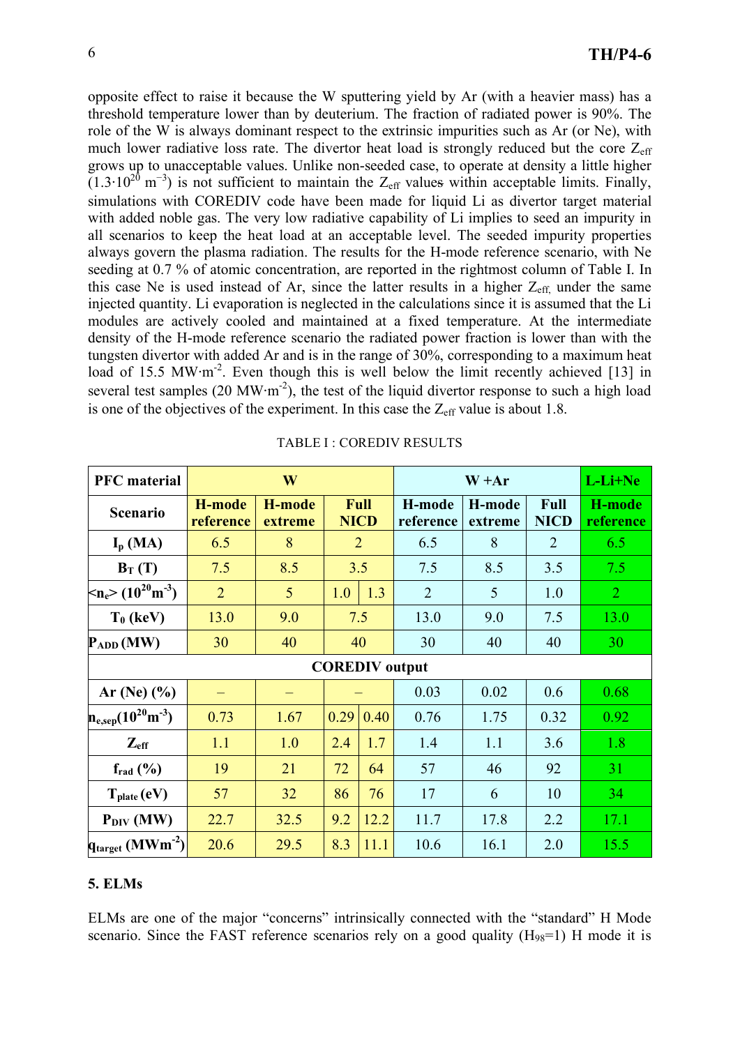opposite effect to raise it because the W sputtering yield by Ar (with a heavier mass) has a threshold temperature lower than by deuterium. The fraction of radiated power is 90%. The role of the W is always dominant respect to the extrinsic impurities such as Ar (or Ne), with much lower radiative loss rate. The divertor heat load is strongly reduced but the core $Z_{eff}$ grows up to unacceptable values. Unlike non-seeded case, to operate at density a little higher ($1.3 \cdot 10^{20}$ m$^{-3}$) is not sufficient to maintain the $Z_{eff}$ values within acceptable limits. Finally, simulations with COREDIV code have been made for liquid Li as divertor target material with added noble gas. The very low radiative capability of Li implies to seed an impurity in all scenarios to keep the heat load at an acceptable level. The seeded impurity properties always govern the plasma radiation. The results for the H-mode reference scenario, with Ne seeding at 0.7 % of atomic concentration, are reported in the rightmost column of Table I. In this case Ne is used instead of Ar, since the latter results in a higher $Z_{eff}$, under the same injected quantity. Li evaporation is neglected in the calculations since it is assumed that the Li modules are actively cooled and maintained at a fixed temperature. At the intermediate density of the H-mode reference scenario the radiated power fraction is lower than with the tungsten divertor with added Ar and is in the range of 30%, corresponding to a maximum heat load of 15.5 MW·m$^{-2}$. Even though this is well below the limit recently achieved [13] in several test samples (20 MW·m$^{-2}$), the test of the liquid divertor response to such a high load is one of the objectives of the experiment. In this case the $Z_{eff}$ value is about 1.8.

TABLE I : COREDIV RESULTS

| **PFC material** | **W** | | | | **W +Ar** | | | **L-Li+Ne** |
|---|---|---|---|---|---|---|---|---|
| **Scenario** | **H-mode reference** | **H-mode extreme** | **Full NICD** | | **H-mode reference** | **H-mode extreme** | **Full NICD** | **H-mode reference** |
| **$I_p$ (MA)** | 6.5 | 8 | 2 | | 6.5 | 8 | 2 | 6.5 |
| **$B_T$ (T)** | 7.5 | 8.5 | 3.5 | | 7.5 | 8.5 | 3.5 | 7.5 |
| **$\langle n_e \rangle$ ($10^{20}$m$^{-3}$)** | 2 | 5 | 1.0 | 1.3 | 2 | 5 | 1.0 | 2 |
| **$T_0$ (keV)** | 13.0 | 9.0 | 7.5 | | 13.0 | 9.0 | 7.5 | 13.0 |
| **$P_{ADD}$ (MW)** | 30 | 40 | 40 | | 30 | 40 | 40 | 30 |
| **COREDIV output** | | | | | | | | |
| **Ar (Ne) (%)** | – | – | – | | 0.03 | 0.02 | 0.6 | 0.68 |
| **$n_{e,sep}$($10^{20}$m$^{-3}$)** | 0.73 | 1.67 | 0.29 | 0.40 | 0.76 | 1.75 | 0.32 | 0.92 |
| **$Z_{eff}$** | 1.1 | 1.0 | 2.4 | 1.7 | 1.4 | 1.1 | 3.6 | 1.8 |
| **$f_{rad}$ (%)** | 19 | 21 | 72 | 64 | 57 | 46 | 92 | 31 |
| **$T_{plate}$ (eV)** | 57 | 32 | 86 | 76 | 17 | 6 | 10 | 34 |
| **$P_{DIV}$ (MW)** | 22.7 | 32.5 | 9.2 | 12.2 | 11.7 | 17.8 | 2.2 | 17.1 |
| **$q_{target}$ (MWm$^{-2}$)** | 20.6 | 29.5 | 8.3 | 11.1 | 10.6 | 16.1 | 2.0 | 15.5 |

## 5. ELMs

ELMs are one of the major "concerns" intrinsically connected with the "standard" H Mode scenario. Since the FAST reference scenarios rely on a good quality ($H_{98}$=1) H mode it is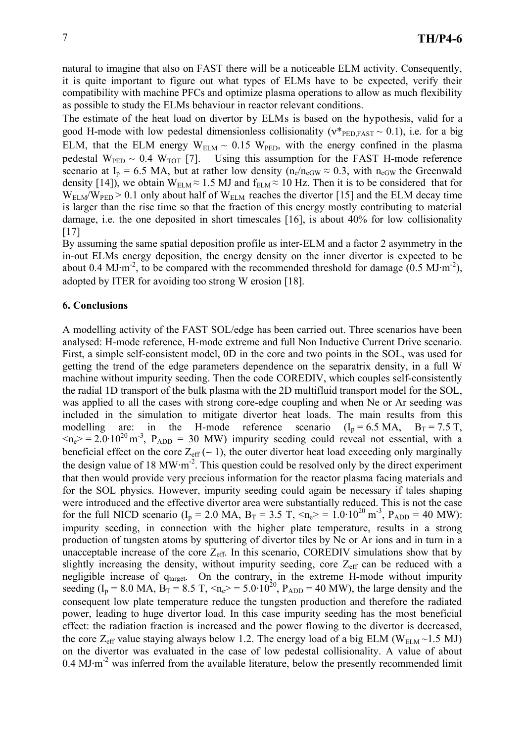natural to imagine that also on FAST there will be a noticeable ELM activity. Consequently, it is quite important to figure out what types of ELMs have to be expected, verify their compatibility with machine PFCs and optimize plasma operations to allow as much flexibility as possible to study the ELMs behaviour in reactor relevant conditions.

The estimate of the heat load on divertor by ELMs is based on the hypothesis, valid for a good H-mode with low pedestal dimensionless collisionality ($\nu^*_{PED,FAST} \sim 0.1$), i.e. for a big ELM, that the ELM energy $W_{ELM} \sim 0.15\ W_{PED}$, with the energy confined in the plasma pedestal $W_{PED} \sim 0.4\ W_{TOT}$ [7]. Using this assumption for the FAST H-mode reference scenario at $I_p = 6.5$ MA, but at rather low density ($n_e/n_{eGW} \approx 0.3$, with $n_{eGW}$ the Greenwald density [14]), we obtain $W_{ELM} \approx 1.5$ MJ and $f_{ELM} \approx 10$ Hz. Then it is to be considered that for $W_{ELM}/W_{PED} > 0.1$ only about half of $W_{ELM}$ reaches the divertor [15] and the ELM decay time is larger than the rise time so that the fraction of this energy mostly contributing to material damage, i.e. the one deposited in short timescales [16], is about 40% for low collisionality [17]

By assuming the same spatial deposition profile as inter-ELM and a factor 2 asymmetry in the in-out ELMs energy deposition, the energy density on the inner divertor is expected to be about $0.4\ MJ{\cdot}m^{-2}$, to be compared with the recommended threshold for damage ($0.5\ MJ{\cdot}m^{-2}$), adopted by ITER for avoiding too strong W erosion [18].

## 6. Conclusions

A modelling activity of the FAST SOL/edge has been carried out. Three scenarios have been analysed: H-mode reference, H-mode extreme and full Non Inductive Current Drive scenario. First, a simple self-consistent model, 0D in the core and two points in the SOL, was used for getting the trend of the edge parameters dependence on the separatrix density, in a full W machine without impurity seeding. Then the code COREDIV, which couples self-consistently the radial 1D transport of the bulk plasma with the 2D multifluid transport model for the SOL, was applied to all the cases with strong core-edge coupling and when Ne or Ar seeding was included in the simulation to mitigate divertor heat loads. The main results from this modelling are: in the H-mode reference scenario ($I_p = 6.5$ MA, $B_T = 7.5$ T, $\langle n_e \rangle = 2.0{\cdot}10^{20}\ m^{-3}$, $P_{ADD} = 30$ MW) impurity seeding could reveal not essential, with a beneficial effect on the core $Z_{eff}$ ($\sim 1$), the outer divertor heat load exceeding only marginally the design value of $18\ MW{\cdot}m^{-2}$. This question could be resolved only by the direct experiment that then would provide very precious information for the reactor plasma facing materials and for the SOL physics. However, impurity seeding could again be necessary if tales shaping were introduced and the effective divertor area were substantially reduced. This is not the case for the full NICD scenario ($I_p = 2.0$ MA, $B_T = 3.5$ T, $\langle n_e \rangle = 1.0{\cdot}10^{20}\ m^{-3}$, $P_{ADD} = 40$ MW): impurity seeding, in connection with the higher plate temperature, results in a strong production of tungsten atoms by sputtering of divertor tiles by Ne or Ar ions and in turn in a unacceptable increase of the core $Z_{eff}$. In this scenario, COREDIV simulations show that by slightly increasing the density, without impurity seeding, core $Z_{eff}$ can be reduced with a negligible increase of $q_{target}$. On the contrary, in the extreme H-mode without impurity seeding ($I_p = 8.0$ MA, $B_T = 8.5$ T, $\langle n_e \rangle = 5.0{\cdot}10^{20}$, $P_{ADD} = 40$ MW), the large density and the consequent low plate temperature reduce the tungsten production and therefore the radiated power, leading to huge divertor load. In this case impurity seeding has the most beneficial effect: the radiation fraction is increased and the power flowing to the divertor is decreased, the core $Z_{eff}$ value staying always below 1.2. The energy load of a big ELM ($W_{ELM} \sim 1.5$ MJ) on the divertor was evaluated in the case of low pedestal collisionality. A value of about $0.4\ MJ{\cdot}m^{-2}$ was inferred from the available literature, below the presently recommended limit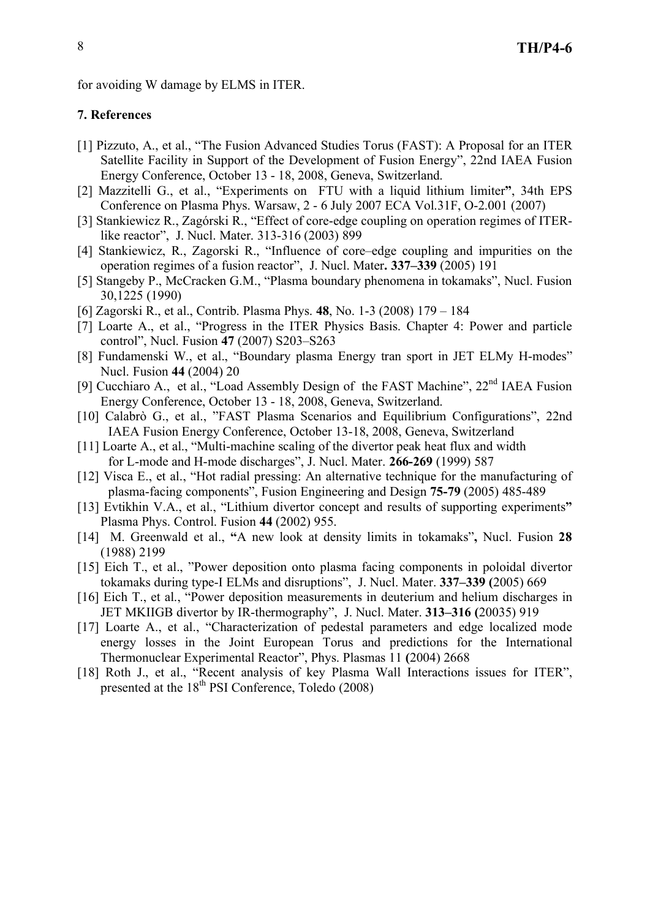for avoiding W damage by ELMS in ITER.

## 7. References

[1] Pizzuto, A., et al., "The Fusion Advanced Studies Torus (FAST): A Proposal for an ITER Satellite Facility in Support of the Development of Fusion Energy", 22nd IAEA Fusion Energy Conference, October 13 - 18, 2008, Geneva, Switzerland.

[2] Mazzitelli G., et al., "Experiments on FTU with a liquid lithium limiter", 34th EPS Conference on Plasma Phys. Warsaw, 2 - 6 July 2007 ECA Vol.31F, O-2.001 (2007)

[3] Stankiewicz R., Zagórski R., "Effect of core-edge coupling on operation regimes of ITER-like reactor", J. Nucl. Mater. 313-316 (2003) 899

[4] Stankiewicz, R., Zagorski R., "Influence of core–edge coupling and impurities on the operation regimes of a fusion reactor", J. Nucl. Mater**. 337–339** (2005) 191

[5] Stangeby P., McCracken G.M., "Plasma boundary phenomena in tokamaks", Nucl. Fusion 30,1225 (1990)

[6] Zagorski R., et al., Contrib. Plasma Phys. **48**, No. 1-3 (2008) 179 – 184

[7] Loarte A., et al., "Progress in the ITER Physics Basis. Chapter 4: Power and particle control", Nucl. Fusion **47** (2007) S203–S263

[8] Fundamenski W., et al., "Boundary plasma Energy tran sport in JET ELMy H-modes" Nucl. Fusion **44** (2004) 20

[9] Cucchiaro A., et al., "Load Assembly Design of the FAST Machine", 22nd IAEA Fusion Energy Conference, October 13 - 18, 2008, Geneva, Switzerland.

[10] Calabrò G., et al., "FAST Plasma Scenarios and Equilibrium Configurations", 22nd IAEA Fusion Energy Conference, October 13-18, 2008, Geneva, Switzerland

[11] Loarte A., et al., "Multi-machine scaling of the divertor peak heat flux and width for L-mode and H-mode discharges", J. Nucl. Mater. **266-269** (1999) 587

[12] Visca E., et al., "Hot radial pressing: An alternative technique for the manufacturing of plasma-facing components", Fusion Engineering and Design **75-79** (2005) 485-489

[13] Evtikhin V.A., et al., "Lithium divertor concept and results of supporting experiments" Plasma Phys. Control. Fusion **44** (2002) 955.

[14] M. Greenwald et al., "A new look at density limits in tokamaks", Nucl. Fusion **28** (1988) 2199

[15] Eich T., et al., "Power deposition onto plasma facing components in poloidal divertor tokamaks during type-I ELMs and disruptions", J. Nucl. Mater. **337–339 (**2005) 669

[16] Eich T., et al., "Power deposition measurements in deuterium and helium discharges in JET MKIIGB divertor by IR-thermography", J. Nucl. Mater. **313–316 (**20035) 919

[17] Loarte A., et al., "Characterization of pedestal parameters and edge localized mode energy losses in the Joint European Torus and predictions for the International Thermonuclear Experimental Reactor", Phys. Plasmas 11 **(**2004) 2668

[18] Roth J., et al., "Recent analysis of key Plasma Wall Interactions issues for ITER", presented at the 18th PSI Conference, Toledo (2008)